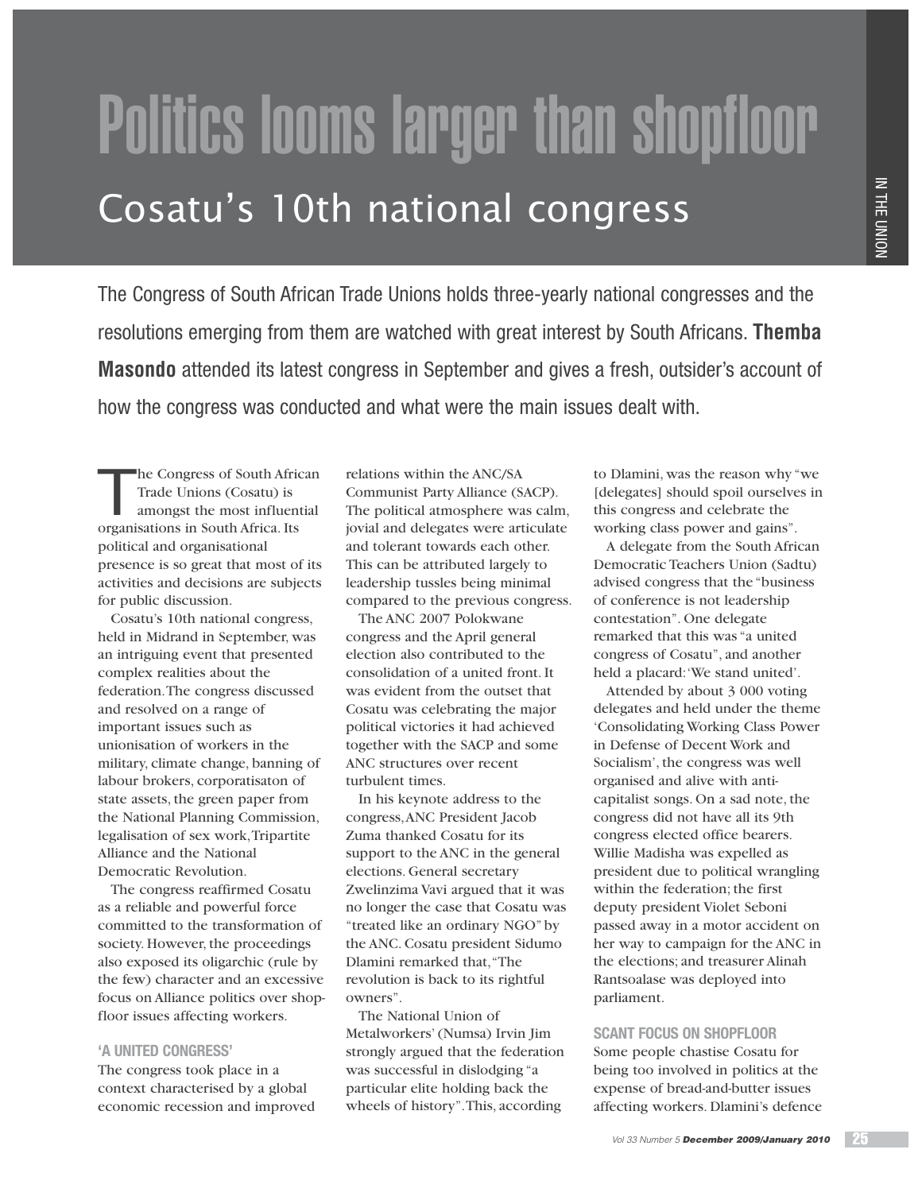# Politics looms larger than shopfloor

## Cosatu's 10th national congress

The Congress of South African Trade Unions holds three-yearly national congresses and the resolutions emerging from them are watched with great interest by South Africans. **Themba Masondo** attended its latest congress in September and gives a fresh, outsider's account of how the congress was conducted and what were the main issues dealt with.

The Congress of South African Trade Unions (Cosatu) is amongst the most influential organisations in South Africa. Its political and organisational presence is so great that most of its activities and decisions are subjects for public discussion.

Cosatu's 10th national congress, held in Midrand in September, was an intriguing event that presented complex realities about the federation. The congress discussed and resolved on a range of important issues such as unionisation of workers in the military, climate change, banning of labour brokers, corporatisaton of state assets, the green paper from the National Planning Commission, legalisation of sex work, Tripartite Alliance and the National Democratic Revolution.

The congress reaffirmed Cosatu as a reliable and powerful force committed to the transformation of society. However, the proceedings also exposed its oligarchic (rule by the few) character and an excessive focus on Alliance politics over shop-floor issues affecting workers.

### 'A UNITED CONGRESS'

The congress took place in a context characterised by a global economic recession and improved relations within the ANC/SA Communist Party Alliance (SACP). The political atmosphere was calm, jovial and delegates were articulate and tolerant towards each other. This can be attributed largely to leadership tussles being minimal compared to the previous congress.

The ANC 2007 Polokwane congress and the April general election also contributed to the consolidation of a united front. It was evident from the outset that Cosatu was celebrating the major political victories it had achieved together with the SACP and some ANC structures over recent turbulent times.

In his keynote address to the congress, ANC President Jacob Zuma thanked Cosatu for its support to the ANC in the general elections. General secretary Zwelinzima Vavi argued that it was no longer the case that Cosatu was "treated like an ordinary NGO" by the ANC. Cosatu president Sidumo Dlamini remarked that, "The revolution is back to its rightful owners".

The National Union of Metalworkers' (Numsa) Irvin Jim strongly argued that the federation was successful in dislodging "a particular elite holding back the wheels of history". This, according to Dlamini, was the reason why "we [delegates] should spoil ourselves in this congress and celebrate the working class power and gains".

A delegate from the South African Democratic Teachers Union (Sadtu) advised congress that the "business of conference is not leadership contestation". One delegate remarked that this was "a united congress of Cosatu", and another held a placard: 'We stand united'.

Attended by about 3 000 voting delegates and held under the theme 'Consolidating Working Class Power in Defense of Decent Work and Socialism', the congress was well organised and alive with anti-capitalist songs. On a sad note, the congress did not have all its 9th congress elected office bearers. Willie Madisha was expelled as president due to political wrangling within the federation; the first deputy president Violet Seboni passed away in a motor accident on her way to campaign for the ANC in the elections; and treasurer Alinah Rantsoalase was deployed into parliament.

### SCANT FOCUS ON SHOPFLOOR

Some people chastise Cosatu for being too involved in politics at the expense of bread-and-butter issues affecting workers. Dlamini's defence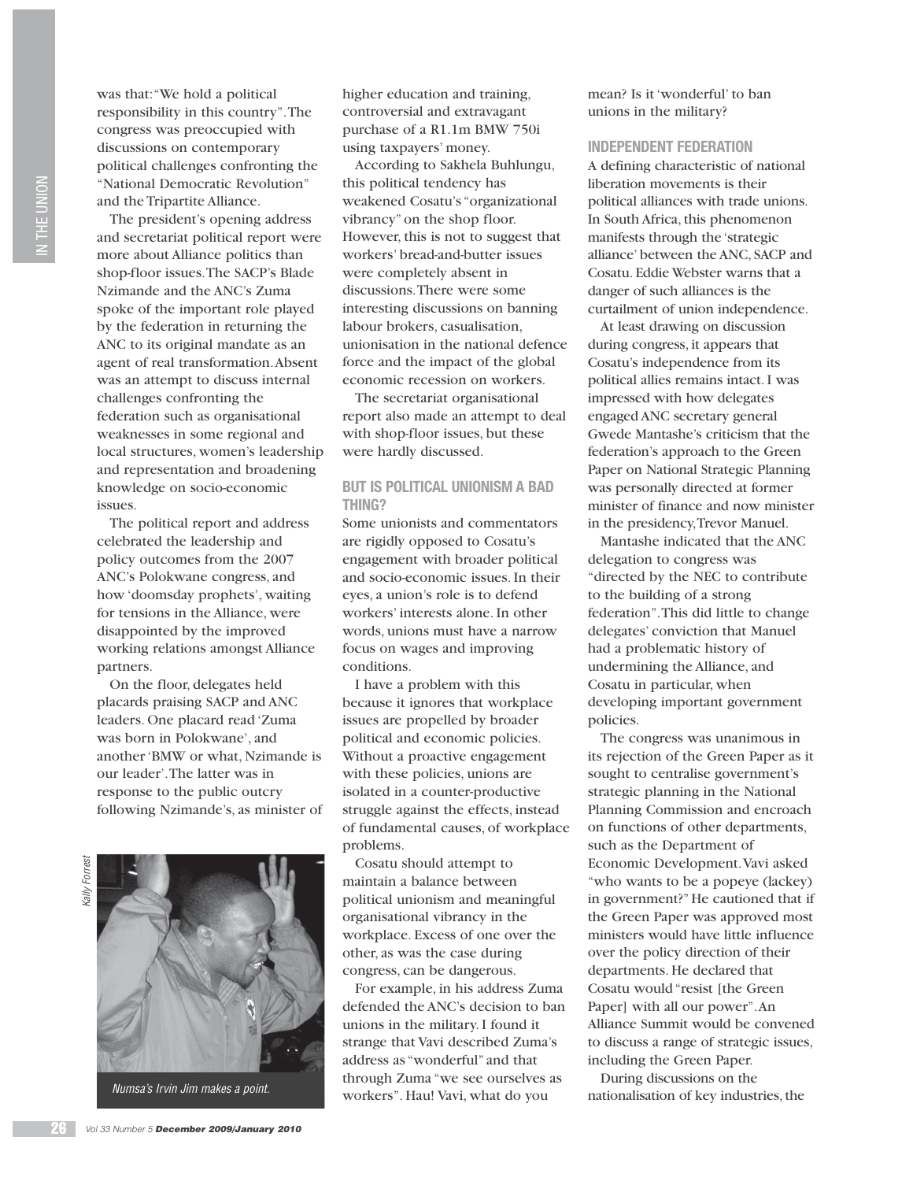was that: "We hold a political responsibility in this country". The congress was preoccupied with discussions on contemporary political challenges confronting the "National Democratic Revolution" and the Tripartite Alliance.

The president's opening address and secretariat political report were more about Alliance politics than shop-floor issues. The SACP's Blade Nzimande and the ANC's Zuma spoke of the important role played by the federation in returning the ANC to its original mandate as an agent of real transformation. Absent was an attempt to discuss internal challenges confronting the federation such as organisational weaknesses in some regional and local structures, women's leadership and representation and broadening knowledge on socio-economic issues.

The political report and address celebrated the leadership and policy outcomes from the 2007 ANC's Polokwane congress, and how 'doomsday prophets', waiting for tensions in the Alliance, were disappointed by the improved working relations amongst Alliance partners.

On the floor, delegates held placards praising SACP and ANC leaders. One placard read 'Zuma was born in Polokwane', and another 'BMW or what, Nzimande is our leader'. The latter was in response to the public outcry following Nzimande's, as minister of higher education and training, controversial and extravagant purchase of a R1.1m BMW 750i using taxpayers' money.

*Numsa's Irvin Jim makes a point.*

According to Sakhela Buhlungu, this political tendency has weakened Cosatu's "organizational vibrancy" on the shop floor. However, this is not to suggest that workers' bread-and-butter issues were completely absent in discussions. There were some interesting discussions on banning labour brokers, casualisation, unionisation in the national defence force and the impact of the global economic recession on workers.

The secretariat organisational report also made an attempt to deal with shop-floor issues, but these were hardly discussed.

## BUT IS POLITICAL UNIONISM A BAD THING?

Some unionists and commentators are rigidly opposed to Cosatu's engagement with broader political and socio-economic issues. In their eyes, a union's role is to defend workers' interests alone. In other words, unions must have a narrow focus on wages and improving conditions.

I have a problem with this because it ignores that workplace issues are propelled by broader political and economic policies. Without a proactive engagement with these policies, unions are isolated in a counter-productive struggle against the effects, instead of fundamental causes, of workplace problems.

Cosatu should attempt to maintain a balance between political unionism and meaningful organisational vibrancy in the workplace. Excess of one over the other, as was the case during congress, can be dangerous.

For example, in his address Zuma defended the ANC's decision to ban unions in the military. I found it strange that Vavi described Zuma's address as "wonderful" and that through Zuma "we see ourselves as workers". Hau! Vavi, what do you mean? Is it 'wonderful' to ban unions in the military?

## INDEPENDENT FEDERATION

A defining characteristic of national liberation movements is their political alliances with trade unions. In South Africa, this phenomenon manifests through the 'strategic alliance' between the ANC, SACP and Cosatu. Eddie Webster warns that a danger of such alliances is the curtailment of union independence.

At least drawing on discussion during congress, it appears that Cosatu's independence from its political allies remains intact. I was impressed with how delegates engaged ANC secretary general Gwede Mantashe's criticism that the federation's approach to the Green Paper on National Strategic Planning was personally directed at former minister of finance and now minister in the presidency, Trevor Manuel.

Mantashe indicated that the ANC delegation to congress was "directed by the NEC to contribute to the building of a strong federation". This did little to change delegates' conviction that Manuel had a problematic history of undermining the Alliance, and Cosatu in particular, when developing important government policies.

The congress was unanimous in its rejection of the Green Paper as it sought to centralise government's strategic planning in the National Planning Commission and encroach on functions of other departments, such as the Department of Economic Development. Vavi asked "who wants to be a popeye (lackey) in government?" He cautioned that if the Green Paper was approved most ministers would have little influence over the policy direction of their departments. He declared that Cosatu would "resist [the Green Paper] with all our power". An Alliance Summit would be convened to discuss a range of strategic issues, including the Green Paper.

During discussions on the nationalisation of key industries, the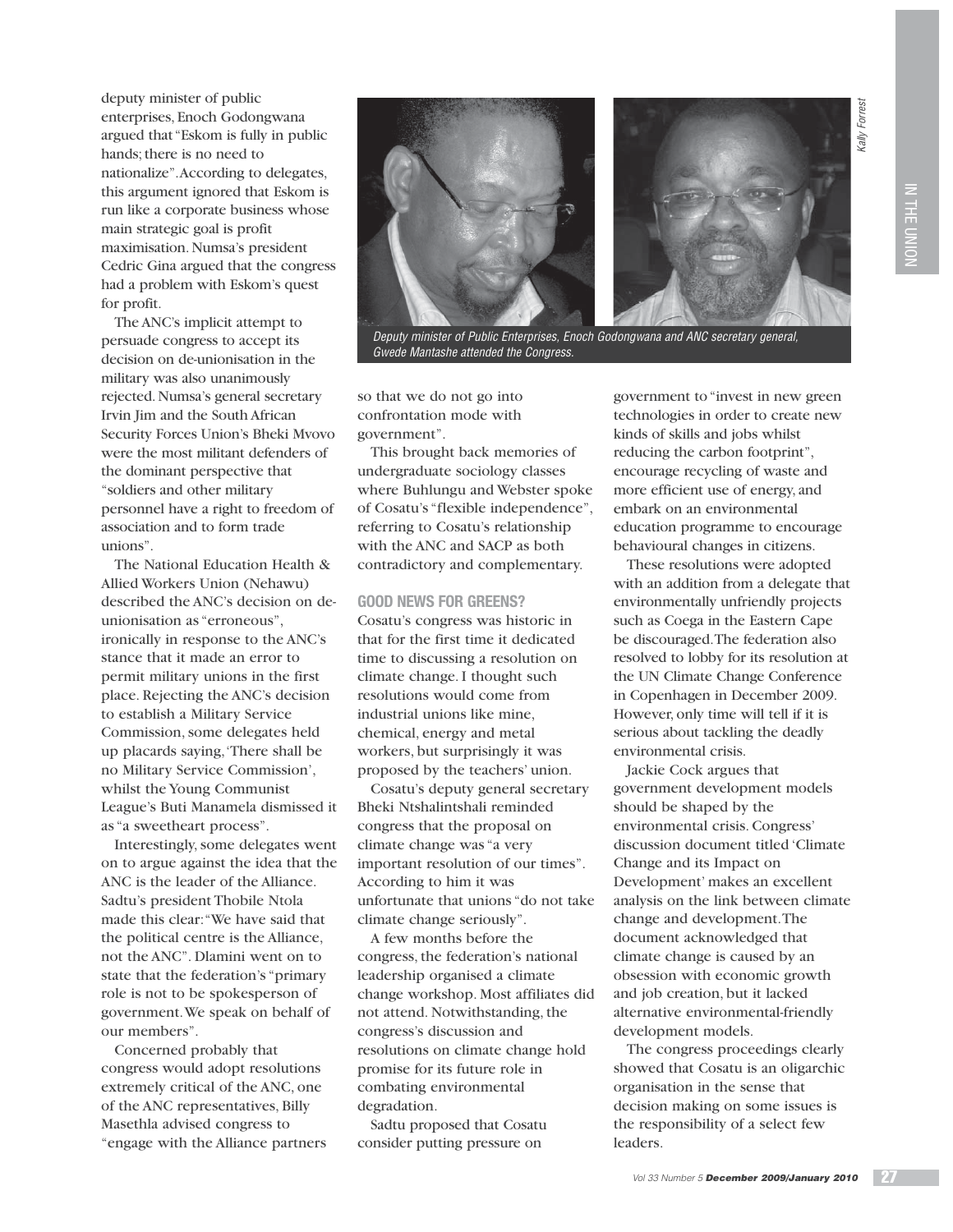deputy minister of public enterprises, Enoch Godongwana argued that "Eskom is fully in public hands; there is no need to nationalize". According to delegates, this argument ignored that Eskom is run like a corporate business whose main strategic goal is profit maximisation. Numsa's president Cedric Gina argued that the congress had a problem with Eskom's quest for profit.

The ANC's implicit attempt to persuade congress to accept its decision on de-unionisation in the military was also unanimously rejected. Numsa's general secretary Irvin Jim and the South African Security Forces Union's Bheki Mvovo were the most militant defenders of the dominant perspective that "soldiers and other military personnel have a right to freedom of association and to form trade unions".

The National Education Health & Allied Workers Union (Nehawu) described the ANC's decision on de-unionisation as "erroneous", ironically in response to the ANC's stance that it made an error to permit military unions in the first place. Rejecting the ANC's decision to establish a Military Service Commission, some delegates held up placards saying, 'There shall be no Military Service Commission', whilst the Young Communist League's Buti Manamela dismissed it as "a sweetheart process".

Interestingly, some delegates went on to argue against the idea that the ANC is the leader of the Alliance. Sadtu's president Thobile Ntola made this clear: "We have said that the political centre is the Alliance, not the ANC". Dlamini went on to state that the federation's "primary role is not to be spokesperson of government. We speak on behalf of our members".

Concerned probably that congress would adopt resolutions extremely critical of the ANC, one of the ANC representatives, Billy Masethla advised congress to "engage with the Alliance partners so that we do not go into confrontation mode with government".

*Deputy minister of Public Enterprises, Enoch Godongwana and ANC secretary general, Gwede Mantashe attended the Congress.*

This brought back memories of undergraduate sociology classes where Buhlungu and Webster spoke of Cosatu's "flexible independence", referring to Cosatu's relationship with the ANC and SACP as both contradictory and complementary.

## GOOD NEWS FOR GREENS?

Cosatu's congress was historic in that for the first time it dedicated time to discussing a resolution on climate change. I thought such resolutions would come from industrial unions like mine, chemical, energy and metal workers, but surprisingly it was proposed by the teachers' union.

Cosatu's deputy general secretary Bheki Ntshalintshali reminded congress that the proposal on climate change was "a very important resolution of our times". According to him it was unfortunate that unions "do not take climate change seriously".

A few months before the congress, the federation's national leadership organised a climate change workshop. Most affiliates did not attend. Notwithstanding, the congress's discussion and resolutions on climate change hold promise for its future role in combating environmental degradation.

Sadtu proposed that Cosatu consider putting pressure on government to "invest in new green technologies in order to create new kinds of skills and jobs whilst reducing the carbon footprint", encourage recycling of waste and more efficient use of energy, and embark on an environmental education programme to encourage behavioural changes in citizens.

These resolutions were adopted with an addition from a delegate that environmentally unfriendly projects such as Coega in the Eastern Cape be discouraged. The federation also resolved to lobby for its resolution at the UN Climate Change Conference in Copenhagen in December 2009. However, only time will tell if it is serious about tackling the deadly environmental crisis.

Jackie Cock argues that government development models should be shaped by the environmental crisis. Congress' discussion document titled 'Climate Change and its Impact on Development' makes an excellent analysis on the link between climate change and development. The document acknowledged that climate change is caused by an obsession with economic growth and job creation, but it lacked alternative environmental-friendly development models.

The congress proceedings clearly showed that Cosatu is an oligarchic organisation in the sense that decision making on some issues is the responsibility of a select few leaders.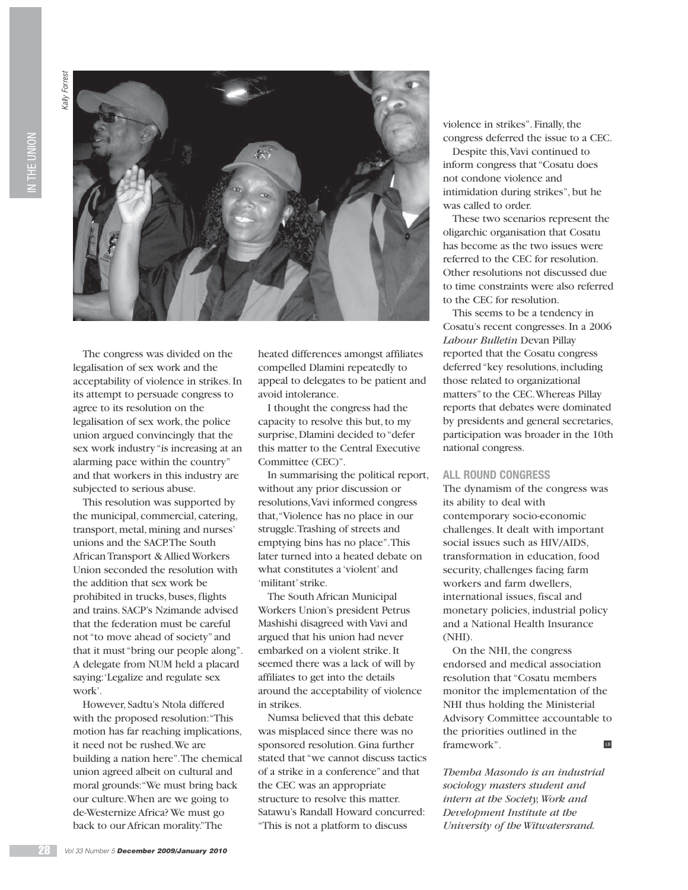The congress was divided on the legalisation of sex work and the acceptability of violence in strikes. In its attempt to persuade congress to agree to its resolution on the legalisation of sex work, the police union argued convincingly that the sex work industry "is increasing at an alarming pace within the country" and that workers in this industry are subjected to serious abuse.

This resolution was supported by the municipal, commercial, catering, transport, metal, mining and nurses' unions and the SACP. The South African Transport & Allied Workers Union seconded the resolution with the addition that sex work be prohibited in trucks, buses, flights and trains. SACP's Nzimande advised that the federation must be careful not "to move ahead of society" and that it must "bring our people along". A delegate from NUM held a placard saying: 'Legalize and regulate sex work'.

However, Sadtu's Ntola differed with the proposed resolution: "This motion has far reaching implications, it need not be rushed. We are building a nation here". The chemical union agreed albeit on cultural and moral grounds: "We must bring back our culture. When are we going to de-Westernize Africa? We must go back to our African morality." The heated differences amongst affiliates compelled Dlamini repeatedly to appeal to delegates to be patient and avoid intolerance.

I thought the congress had the capacity to resolve this but, to my surprise, Dlamini decided to "defer this matter to the Central Executive Committee (CEC)".

In summarising the political report, without any prior discussion or resolutions, Vavi informed congress that, "Violence has no place in our struggle. Trashing of streets and emptying bins has no place". This later turned into a heated debate on what constitutes a 'violent' and 'militant' strike.

The South African Municipal Workers Union's president Petrus Mashishi disagreed with Vavi and argued that his union had never embarked on a violent strike. It seemed there was a lack of will by affiliates to get into the details around the acceptability of violence in strikes.

Numsa believed that this debate was misplaced since there was no sponsored resolution. Gina further stated that "we cannot discuss tactics of a strike in a conference" and that the CEC was an appropriate structure to resolve this matter. Satawu's Randall Howard concurred: "This is not a platform to discuss violence in strikes". Finally, the congress deferred the issue to a CEC.

Despite this, Vavi continued to inform congress that "Cosatu does not condone violence and intimidation during strikes", but he was called to order.

These two scenarios represent the oligarchic organisation that Cosatu has become as the two issues were referred to the CEC for resolution. Other resolutions not discussed due to time constraints were also referred to the CEC for resolution.

This seems to be a tendency in Cosatu's recent congresses. In a 2006 *Labour Bulletin* Devan Pillay reported that the Cosatu congress deferred "key resolutions, including those related to organizational matters" to the CEC. Whereas Pillay reports that debates were dominated by presidents and general secretaries, participation was broader in the 10th national congress.

## ALL ROUND CONGRESS

The dynamism of the congress was its ability to deal with contemporary socio-economic challenges. It dealt with important social issues such as HIV/AIDS, transformation in education, food security, challenges facing farm workers and farm dwellers, international issues, fiscal and monetary policies, industrial policy and a National Health Insurance (NHI).

On the NHI, the congress endorsed and medical association resolution that "Cosatu members monitor the implementation of the NHI thus holding the Ministerial Advisory Committee accountable to the priorities outlined in the framework".

*Themba Masondo is an industrial sociology masters student and intern at the Society, Work and Development Institute at the University of the Witwatersrand.*